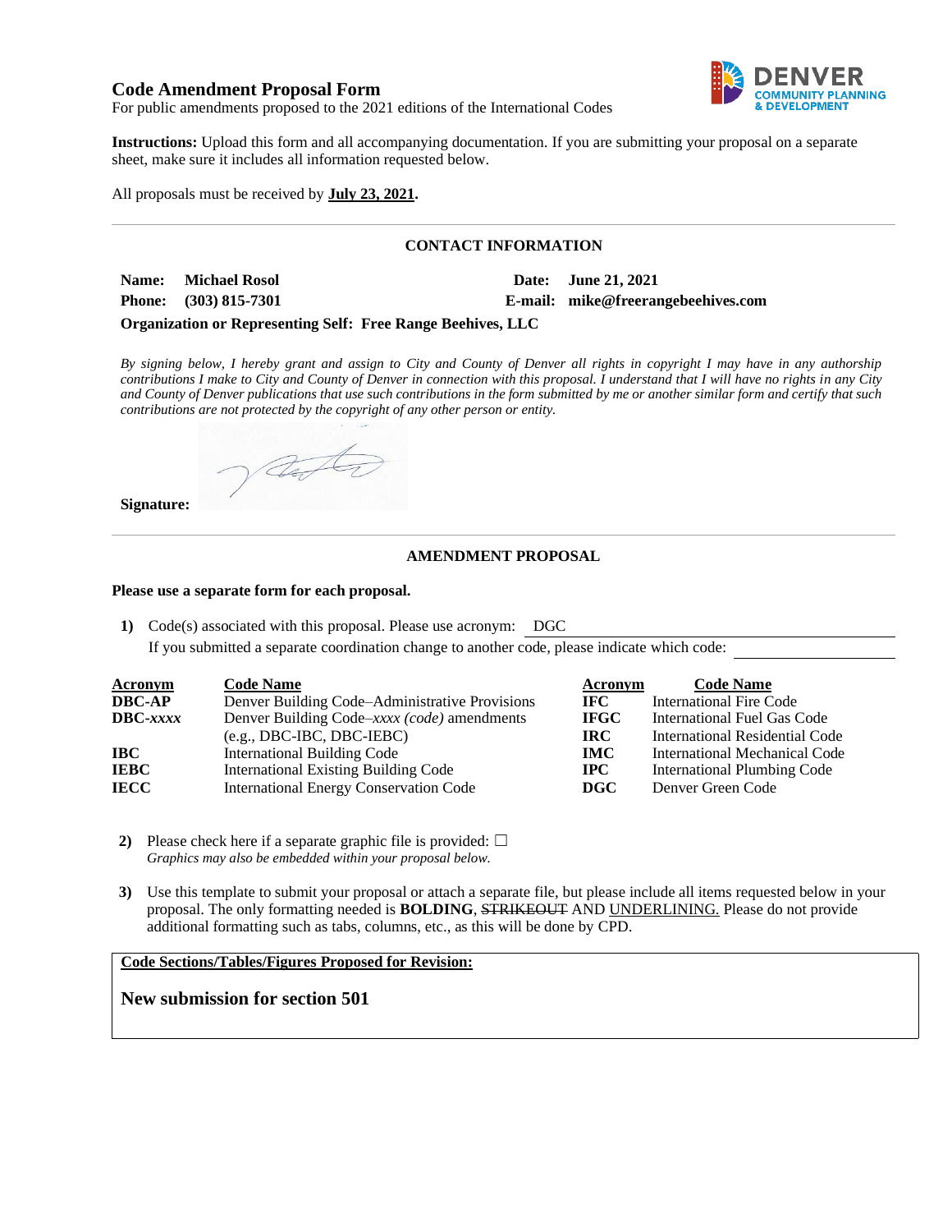## Code Amendment Proposal Form

For public amendments proposed to the 2021 editions of the International Codes

**Instructions:** Upload this form and all accompanying documentation. If you are submitting your proposal on a separate sheet, make sure it includes all information requested below.

All proposals must be received by **July 23, 2021.**

---

### CONTACT INFORMATION

**Name:** **Michael Rosol**  **Date:** **June 21, 2021**

**Phone:** **(303) 815-7301**  **E-mail:** **mike@freerangebeehives.com**

**Organization or Representing Self:** **Free Range Beehives, LLC**

*By signing below, I hereby grant and assign to City and County of Denver all rights in copyright I may have in any authorship contributions I make to City and County of Denver in connection with this proposal. I understand that I will have no rights in any City and County of Denver publications that use such contributions in the form submitted by me or another similar form and certify that such contributions are not protected by the copyright of any other person or entity.*

**Signature:**

---

### AMENDMENT PROPOSAL

**Please use a separate form for each proposal.**

1) Code(s) associated with this proposal. Please use acronym: DGC

 If you submitted a separate coordination change to another code, please indicate which code:

| Acronym | Code Name | Acronym | Code Name |
|---|---|---|---|
| **DBC-AP** | Denver Building Code–Administrative Provisions | **IFC** | International Fire Code |
| **DBC-*xxxx*** | Denver Building Code–*xxxx (code)* amendments (e.g., DBC-IBC, DBC-IEBC) | **IFGC** | International Fuel Gas Code |
| **IBC** | International Building Code | **IRC** | International Residential Code |
| **IEBC** | International Existing Building Code | **IMC** | International Mechanical Code |
| **IECC** | International Energy Conservation Code | **IPC** | International Plumbing Code |
| | | **DGC** | Denver Green Code |

2) Please check here if a separate graphic file is provided: ☐
 *Graphics may also be embedded within your proposal below.*

3) Use this template to submit your proposal or attach a separate file, but please include all items requested below in your proposal. The only formatting needed is **BOLDING**, ~~STRIKEOUT~~ AND UNDERLINING. Please do not provide additional formatting such as tabs, columns, etc., as this will be done by CPD.

**Code Sections/Tables/Figures Proposed for Revision:**

**New submission for section 501**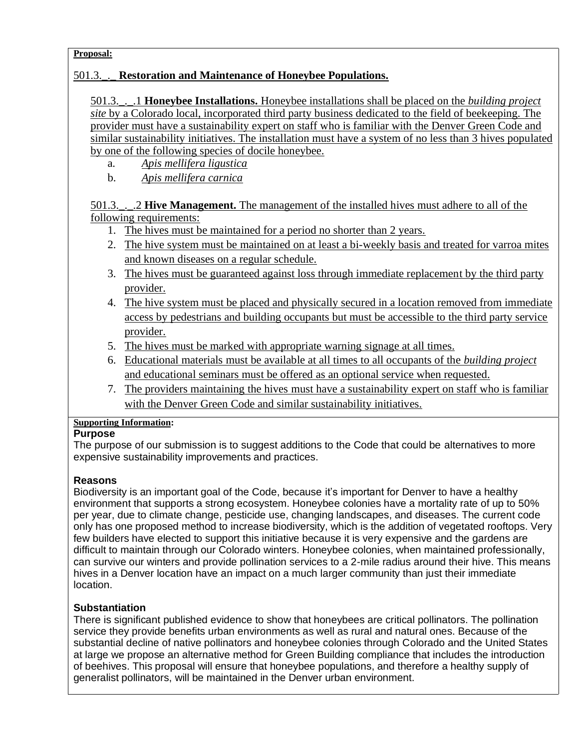**Proposal:**

501.3._._ **Restoration and Maintenance of Honeybee Populations.**

501.3._._.1 **Honeybee Installations.** Honeybee installations shall be placed on the *building project site* by a Colorado local, incorporated third party business dedicated to the field of beekeeping. The provider must have a sustainability expert on staff who is familiar with the Denver Green Code and similar sustainability initiatives. The installation must have a system of no less than 3 hives populated by one of the following species of docile honeybee.

a. *Apis mellifera ligustica*

b. *Apis mellifera carnica*

501.3._._.2 **Hive Management.** The management of the installed hives must adhere to all of the following requirements:

1. The hives must be maintained for a period no shorter than 2 years.
2. The hive system must be maintained on at least a bi-weekly basis and treated for varroa mites and known diseases on a regular schedule.
3. The hives must be guaranteed against loss through immediate replacement by the third party provider.
4. The hive system must be placed and physically secured in a location removed from immediate access by pedestrians and building occupants but must be accessible to the third party service provider.
5. The hives must be marked with appropriate warning signage at all times.
6. Educational materials must be available at all times to all occupants of the *building project* and educational seminars must be offered as an optional service when requested.
7. The providers maintaining the hives must have a sustainability expert on staff who is familiar with the Denver Green Code and similar sustainability initiatives.

**Supporting Information:**

**Purpose**

The purpose of our submission is to suggest additions to the Code that could be alternatives to more expensive sustainability improvements and practices.

**Reasons**

Biodiversity is an important goal of the Code, because it's important for Denver to have a healthy environment that supports a strong ecosystem. Honeybee colonies have a mortality rate of up to 50% per year, due to climate change, pesticide use, changing landscapes, and diseases. The current code only has one proposed method to increase biodiversity, which is the addition of vegetated rooftops. Very few builders have elected to support this initiative because it is very expensive and the gardens are difficult to maintain through our Colorado winters. Honeybee colonies, when maintained professionally, can survive our winters and provide pollination services to a 2-mile radius around their hive. This means hives in a Denver location have an impact on a much larger community than just their immediate location.

**Substantiation**

There is significant published evidence to show that honeybees are critical pollinators. The pollination service they provide benefits urban environments as well as rural and natural ones. Because of the substantial decline of native pollinators and honeybee colonies through Colorado and the United States at large we propose an alternative method for Green Building compliance that includes the introduction of beehives. This proposal will ensure that honeybee populations, and therefore a healthy supply of generalist pollinators, will be maintained in the Denver urban environment.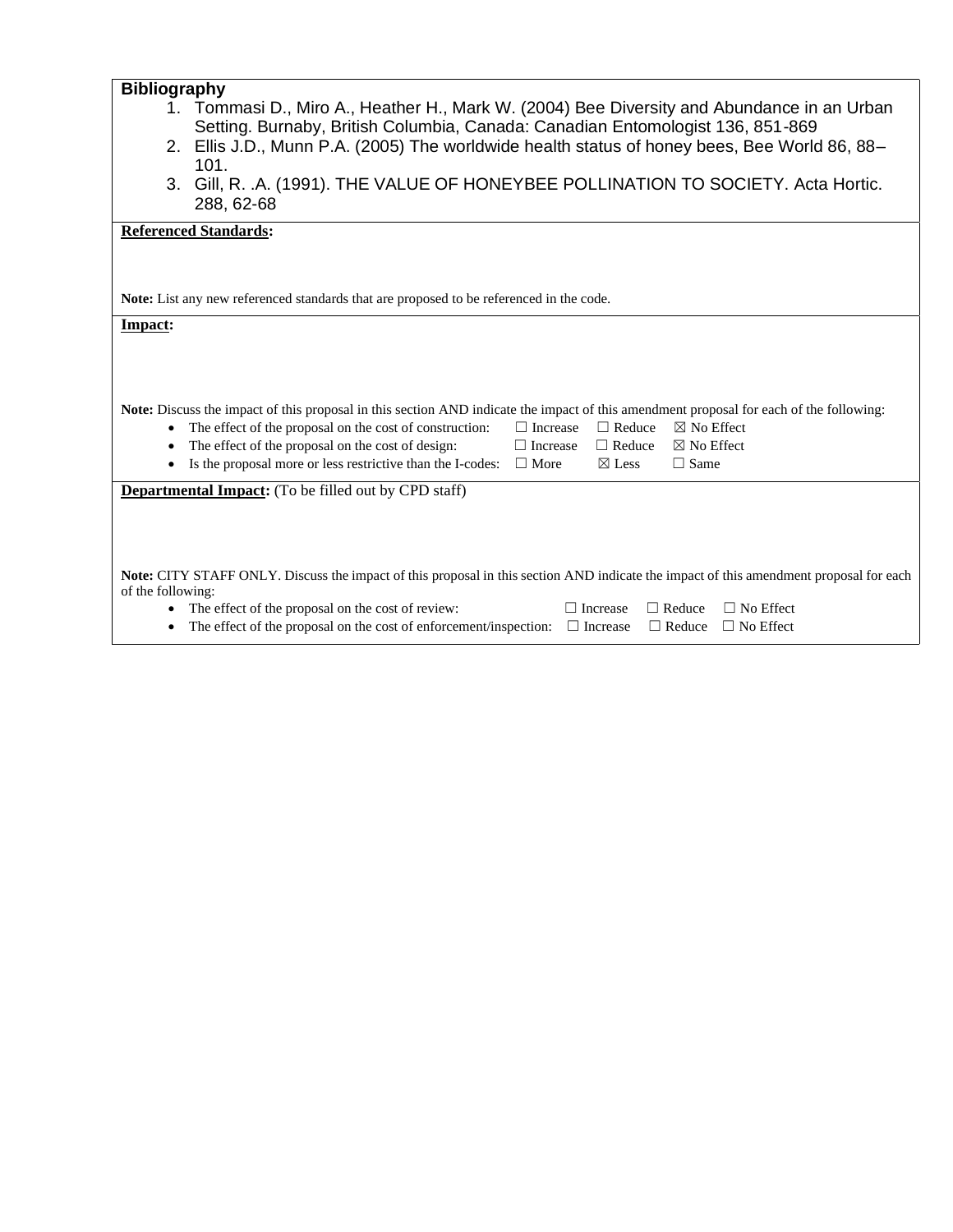**Bibliography**

1. Tommasi D., Miro A., Heather H., Mark W. (2004) Bee Diversity and Abundance in an Urban Setting. Burnaby, British Columbia, Canada: Canadian Entomologist 136, 851-869
2. Ellis J.D., Munn P.A. (2005) The worldwide health status of honey bees, Bee World 86, 88–101.
3. Gill, R. .A. (1991). THE VALUE OF HONEYBEE POLLINATION TO SOCIETY. Acta Hortic. 288, 62-68

**Referenced Standards:**

**Note:** List any new referenced standards that are proposed to be referenced in the code.

**Impact:**

**Note:** Discuss the impact of this proposal in this section AND indicate the impact of this amendment proposal for each of the following:

- The effect of the proposal on the cost of construction: ☐ Increase ☐ Reduce ☒ No Effect
- The effect of the proposal on the cost of design: ☐ Increase ☐ Reduce ☒ No Effect
- Is the proposal more or less restrictive than the I-codes: ☐ More ☒ Less ☐ Same

**Departmental Impact:** (To be filled out by CPD staff)

**Note:** CITY STAFF ONLY. Discuss the impact of this proposal in this section AND indicate the impact of this amendment proposal for each of the following:

- The effect of the proposal on the cost of review: ☐ Increase ☐ Reduce ☐ No Effect
- The effect of the proposal on the cost of enforcement/inspection: ☐ Increase ☐ Reduce ☐ No Effect